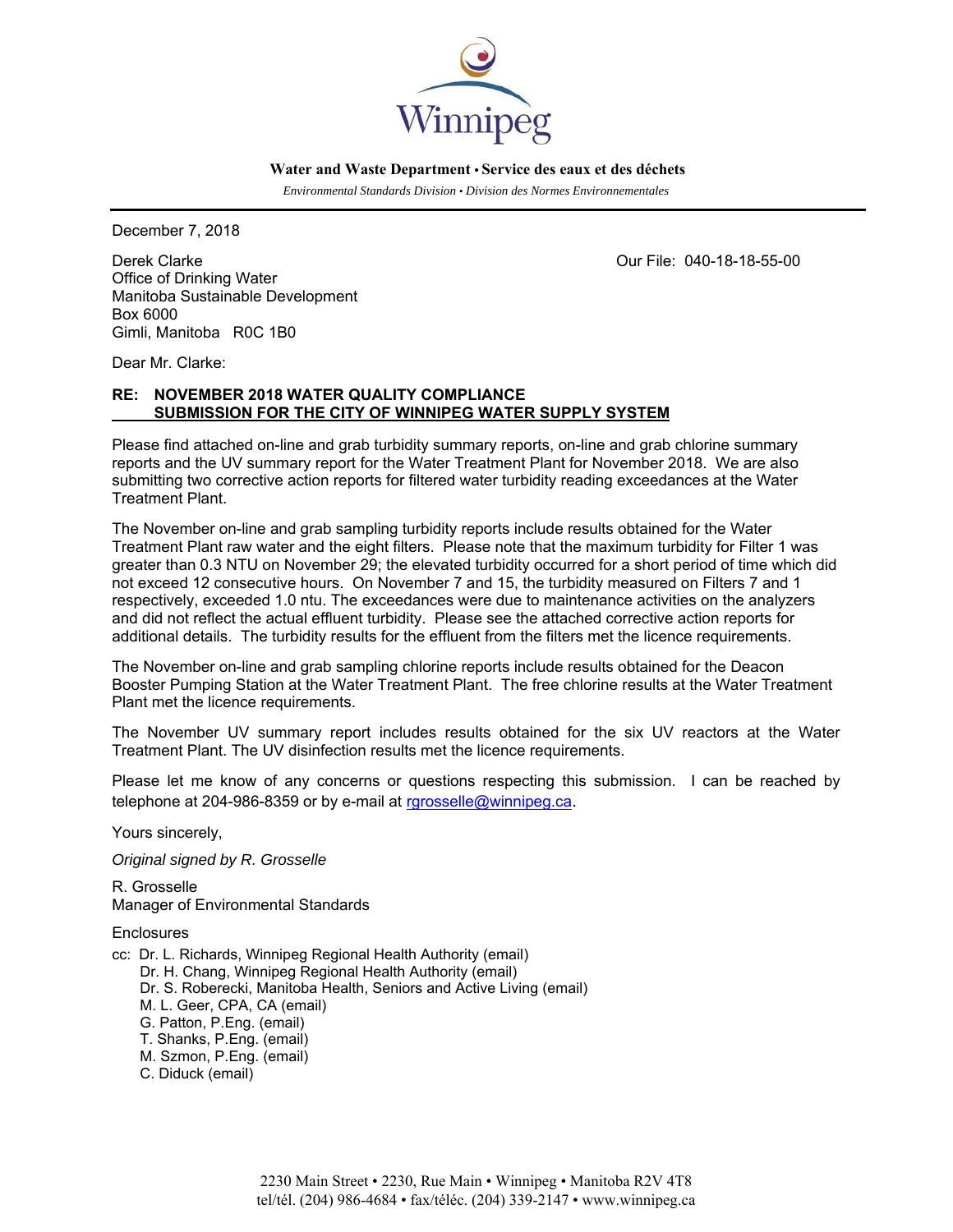Winnipeg

**Water and Waste Department • Service des eaux et des déchets**

*Environmental Standards Division • Division des Normes Environnementales*

---

December 7, 2018

Derek Clarke
Office of Drinking Water
Manitoba Sustainable Development
Box 6000
Gimli, Manitoba R0C 1B0

Our File: 040-18-18-55-00

Dear Mr. Clarke:

**RE: NOVEMBER 2018 WATER QUALITY COMPLIANCE SUBMISSION FOR THE CITY OF WINNIPEG WATER SUPPLY SYSTEM**

Please find attached on-line and grab turbidity summary reports, on-line and grab chlorine summary reports and the UV summary report for the Water Treatment Plant for November 2018. We are also submitting two corrective action reports for filtered water turbidity reading exceedances at the Water Treatment Plant.

The November on-line and grab sampling turbidity reports include results obtained for the Water Treatment Plant raw water and the eight filters. Please note that the maximum turbidity for Filter 1 was greater than 0.3 NTU on November 29; the elevated turbidity occurred for a short period of time which did not exceed 12 consecutive hours. On November 7 and 15, the turbidity measured on Filters 7 and 1 respectively, exceeded 1.0 ntu. The exceedances were due to maintenance activities on the analyzers and did not reflect the actual effluent turbidity. Please see the attached corrective action reports for additional details. The turbidity results for the effluent from the filters met the licence requirements.

The November on-line and grab sampling chlorine reports include results obtained for the Deacon Booster Pumping Station at the Water Treatment Plant. The free chlorine results at the Water Treatment Plant met the licence requirements.

The November UV summary report includes results obtained for the six UV reactors at the Water Treatment Plant. The UV disinfection results met the licence requirements.

Please let me know of any concerns or questions respecting this submission. I can be reached by telephone at 204-986-8359 or by e-mail at rgrosselle@winnipeg.ca.

Yours sincerely,

*Original signed by R. Grosselle*

R. Grosselle
Manager of Environmental Standards

Enclosures

cc: Dr. L. Richards, Winnipeg Regional Health Authority (email)
Dr. H. Chang, Winnipeg Regional Health Authority (email)
Dr. S. Roberecki, Manitoba Health, Seniors and Active Living (email)
M. L. Geer, CPA, CA (email)
G. Patton, P.Eng. (email)
T. Shanks, P.Eng. (email)
M. Szmon, P.Eng. (email)
C. Diduck (email)

2230 Main Street • 2230, Rue Main • Winnipeg • Manitoba R2V 4T8
tel/tél. (204) 986-4684 • fax/téléc. (204) 339-2147 • www.winnipeg.ca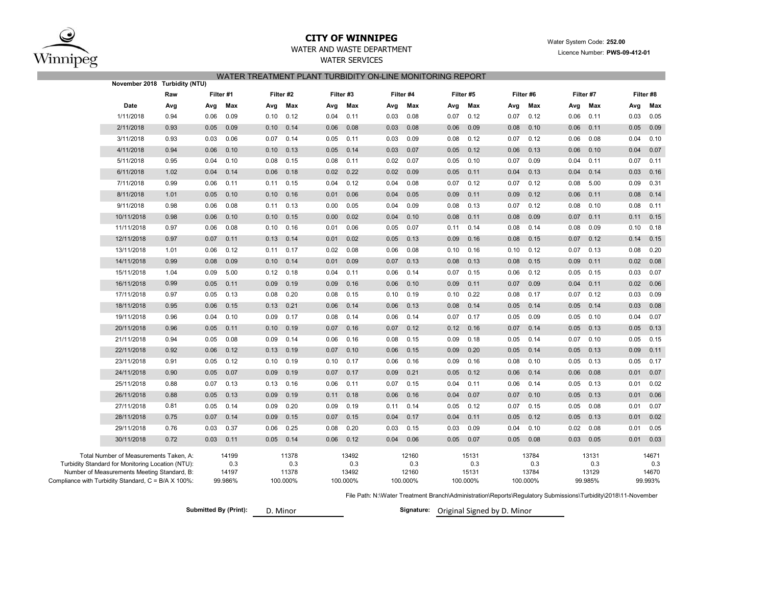# CITY OF WINNIPEG

WATER AND WASTE DEPARTMENT

WATER SERVICES

Water System Code: **252.00**

Licence Number: **PWS-09-412-01**

## WATER TREATMENT PLANT TURBIDITY ON-LINE MONITORING REPORT

**November 2018 Turbidity (NTU)**

| | Raw | Filter #1 | | Filter #2 | | Filter #3 | | Filter #4 | | Filter #5 | | Filter #6 | | Filter #7 | | Filter #8 | |
|---|---|---|---|---|---|---|---|---|---|---|---|---|---|---|---|---|---|
| **Date** | **Avg** | **Avg** | **Max** | **Avg** | **Max** | **Avg** | **Max** | **Avg** | **Max** | **Avg** | **Max** | **Avg** | **Max** | **Avg** | **Max** | **Avg** | **Max** |
| 1/11/2018 | 0.94 | 0.06 | 0.09 | 0.10 | 0.12 | 0.04 | 0.11 | 0.03 | 0.08 | 0.07 | 0.12 | 0.07 | 0.12 | 0.06 | 0.11 | 0.03 | 0.05 |
| 2/11/2018 | 0.93 | 0.05 | 0.09 | 0.10 | 0.14 | 0.06 | 0.08 | 0.03 | 0.08 | 0.06 | 0.09 | 0.08 | 0.10 | 0.06 | 0.11 | 0.05 | 0.09 |
| 3/11/2018 | 0.93 | 0.03 | 0.06 | 0.07 | 0.14 | 0.05 | 0.11 | 0.03 | 0.09 | 0.08 | 0.12 | 0.07 | 0.12 | 0.06 | 0.08 | 0.04 | 0.10 |
| 4/11/2018 | 0.94 | 0.06 | 0.10 | 0.10 | 0.13 | 0.05 | 0.14 | 0.03 | 0.07 | 0.05 | 0.12 | 0.06 | 0.13 | 0.06 | 0.10 | 0.04 | 0.07 |
| 5/11/2018 | 0.95 | 0.04 | 0.10 | 0.08 | 0.15 | 0.08 | 0.11 | 0.02 | 0.07 | 0.05 | 0.10 | 0.07 | 0.09 | 0.04 | 0.11 | 0.07 | 0.11 |
| 6/11/2018 | 1.02 | 0.04 | 0.14 | 0.06 | 0.18 | 0.02 | 0.22 | 0.02 | 0.09 | 0.05 | 0.11 | 0.04 | 0.13 | 0.04 | 0.14 | 0.03 | 0.16 |
| 7/11/2018 | 0.99 | 0.06 | 0.11 | 0.11 | 0.15 | 0.04 | 0.12 | 0.04 | 0.08 | 0.07 | 0.12 | 0.07 | 0.12 | 0.08 | 5.00 | 0.09 | 0.31 |
| 8/11/2018 | 1.01 | 0.05 | 0.10 | 0.10 | 0.16 | 0.01 | 0.06 | 0.04 | 0.05 | 0.09 | 0.11 | 0.09 | 0.12 | 0.06 | 0.11 | 0.08 | 0.14 |
| 9/11/2018 | 0.98 | 0.06 | 0.08 | 0.11 | 0.13 | 0.00 | 0.05 | 0.04 | 0.09 | 0.08 | 0.13 | 0.07 | 0.12 | 0.08 | 0.10 | 0.08 | 0.11 |
| 10/11/2018 | 0.98 | 0.06 | 0.10 | 0.10 | 0.15 | 0.00 | 0.02 | 0.04 | 0.10 | 0.08 | 0.11 | 0.08 | 0.09 | 0.07 | 0.11 | 0.11 | 0.15 |
| 11/11/2018 | 0.97 | 0.06 | 0.08 | 0.10 | 0.16 | 0.01 | 0.06 | 0.05 | 0.07 | 0.11 | 0.14 | 0.08 | 0.14 | 0.08 | 0.09 | 0.10 | 0.18 |
| 12/11/2018 | 0.97 | 0.07 | 0.11 | 0.13 | 0.14 | 0.01 | 0.02 | 0.05 | 0.13 | 0.09 | 0.16 | 0.08 | 0.15 | 0.07 | 0.12 | 0.14 | 0.15 |
| 13/11/2018 | 1.01 | 0.06 | 0.12 | 0.11 | 0.17 | 0.02 | 0.08 | 0.06 | 0.08 | 0.10 | 0.16 | 0.10 | 0.12 | 0.07 | 0.13 | 0.08 | 0.20 |
| 14/11/2018 | 0.99 | 0.08 | 0.09 | 0.10 | 0.14 | 0.01 | 0.09 | 0.07 | 0.13 | 0.08 | 0.13 | 0.08 | 0.15 | 0.09 | 0.11 | 0.02 | 0.08 |
| 15/11/2018 | 1.04 | 0.09 | 5.00 | 0.12 | 0.18 | 0.04 | 0.11 | 0.06 | 0.14 | 0.07 | 0.15 | 0.06 | 0.12 | 0.05 | 0.15 | 0.03 | 0.07 |
| 16/11/2018 | 0.99 | 0.05 | 0.11 | 0.09 | 0.19 | 0.09 | 0.16 | 0.06 | 0.10 | 0.09 | 0.11 | 0.07 | 0.09 | 0.04 | 0.11 | 0.02 | 0.06 |
| 17/11/2018 | 0.97 | 0.05 | 0.13 | 0.08 | 0.20 | 0.08 | 0.15 | 0.10 | 0.19 | 0.10 | 0.22 | 0.08 | 0.17 | 0.07 | 0.12 | 0.03 | 0.09 |
| 18/11/2018 | 0.95 | 0.06 | 0.15 | 0.13 | 0.21 | 0.06 | 0.14 | 0.06 | 0.13 | 0.08 | 0.14 | 0.05 | 0.14 | 0.05 | 0.14 | 0.03 | 0.08 |
| 19/11/2018 | 0.96 | 0.04 | 0.10 | 0.09 | 0.17 | 0.08 | 0.14 | 0.06 | 0.14 | 0.07 | 0.17 | 0.05 | 0.09 | 0.05 | 0.10 | 0.04 | 0.07 |
| 20/11/2018 | 0.96 | 0.05 | 0.11 | 0.10 | 0.19 | 0.07 | 0.16 | 0.07 | 0.12 | 0.12 | 0.16 | 0.07 | 0.14 | 0.05 | 0.13 | 0.05 | 0.13 |
| 21/11/2018 | 0.94 | 0.05 | 0.08 | 0.09 | 0.14 | 0.06 | 0.16 | 0.08 | 0.15 | 0.09 | 0.18 | 0.05 | 0.14 | 0.07 | 0.10 | 0.05 | 0.15 |
| 22/11/2018 | 0.92 | 0.06 | 0.12 | 0.13 | 0.19 | 0.07 | 0.10 | 0.06 | 0.15 | 0.09 | 0.20 | 0.05 | 0.14 | 0.05 | 0.13 | 0.09 | 0.11 |
| 23/11/2018 | 0.91 | 0.05 | 0.12 | 0.10 | 0.19 | 0.10 | 0.17 | 0.06 | 0.16 | 0.09 | 0.16 | 0.08 | 0.10 | 0.05 | 0.13 | 0.05 | 0.17 |
| 24/11/2018 | 0.90 | 0.05 | 0.07 | 0.09 | 0.19 | 0.07 | 0.17 | 0.09 | 0.21 | 0.05 | 0.12 | 0.06 | 0.14 | 0.06 | 0.08 | 0.01 | 0.07 |
| 25/11/2018 | 0.88 | 0.07 | 0.13 | 0.13 | 0.16 | 0.06 | 0.11 | 0.07 | 0.15 | 0.04 | 0.11 | 0.06 | 0.14 | 0.05 | 0.13 | 0.01 | 0.02 |
| 26/11/2018 | 0.88 | 0.05 | 0.13 | 0.09 | 0.19 | 0.11 | 0.18 | 0.06 | 0.16 | 0.04 | 0.07 | 0.07 | 0.10 | 0.05 | 0.13 | 0.01 | 0.06 |
| 27/11/2018 | 0.81 | 0.05 | 0.14 | 0.09 | 0.20 | 0.09 | 0.19 | 0.11 | 0.14 | 0.05 | 0.12 | 0.07 | 0.15 | 0.05 | 0.08 | 0.01 | 0.07 |
| 28/11/2018 | 0.75 | 0.07 | 0.14 | 0.09 | 0.15 | 0.07 | 0.15 | 0.04 | 0.17 | 0.04 | 0.11 | 0.05 | 0.12 | 0.05 | 0.13 | 0.01 | 0.02 |
| 29/11/2018 | 0.76 | 0.03 | 0.37 | 0.06 | 0.25 | 0.08 | 0.20 | 0.03 | 0.15 | 0.03 | 0.09 | 0.04 | 0.10 | 0.02 | 0.08 | 0.01 | 0.05 |
| 30/11/2018 | 0.72 | 0.03 | 0.11 | 0.05 | 0.14 | 0.06 | 0.12 | 0.04 | 0.06 | 0.05 | 0.07 | 0.05 | 0.08 | 0.03 | 0.05 | 0.01 | 0.03 |

| | Filter #1 | Filter #2 | Filter #3 | Filter #4 | Filter #5 | Filter #6 | Filter #7 | Filter #8 |
|---|---|---|---|---|---|---|---|---|
| Total Number of Measurements Taken, A: | 14199 | 11378 | 13492 | 12160 | 15131 | 13784 | 13131 | 14671 |
| Turbidity Standard for Monitoring Location (NTU): | 0.3 | 0.3 | 0.3 | 0.3 | 0.3 | 0.3 | 0.3 | 0.3 |
| Number of Measurements Meeting Standard, B: | 14197 | 11378 | 13492 | 12160 | 15131 | 13784 | 13129 | 14670 |
| Compliance with Turbidity Standard, C = B/A X 100%: | 99.986% | 100.000% | 100.000% | 100.000% | 100.000% | 100.000% | 99.985% | 99.993% |

File Path: N:\Water Treatment Branch\Administration\Reports\Regulatory Submissions\Turbidity\2018\11-November

**Submitted By (Print):** D. Minor

**Signature:** Original Signed by D. Minor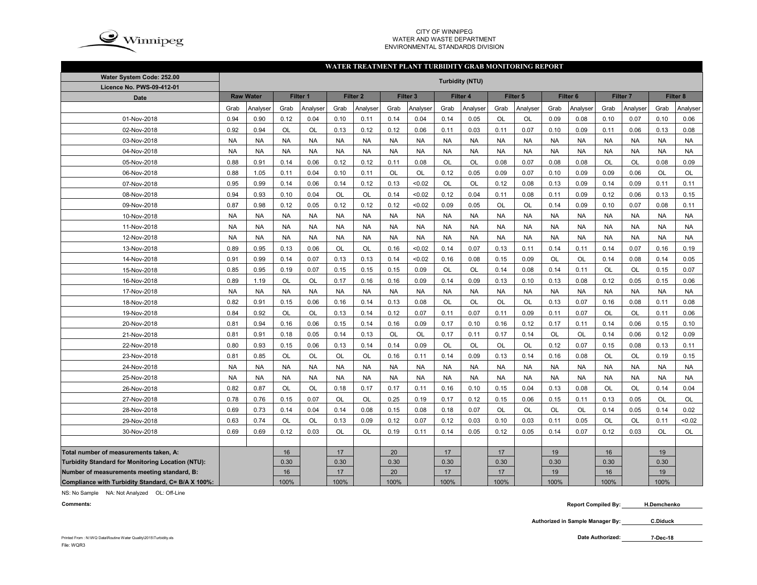CITY OF WINNIPEG
WATER AND WASTE DEPARTMENT
ENVIRONMENTAL STANDARDS DIVISION

## WATER TREATMENT PLANT TURBIDITY GRAB MONITORING REPORT

| Water System Code: 252.00<br>Licence No. PWS-09-412-01 | Turbidity (NTU) | | | | | | | | | | | | | | | | | |
|---|---|---|---|---|---|---|---|---|---|---|---|---|---|---|---|---|---|---|
| Date | Raw Water | | Filter 1 | | Filter 2 | | Filter 3 | | Filter 4 | | Filter 5 | | Filter 6 | | Filter 7 | | Filter 8 | |
| | Grab | Analyser | Grab | Analyser | Grab | Analyser | Grab | Analyser | Grab | Analyser | Grab | Analyser | Grab | Analyser | Grab | Analyser | Grab | Analyser |
| 01-Nov-2018 | 0.94 | 0.90 | 0.12 | 0.04 | 0.10 | 0.11 | 0.14 | 0.04 | 0.14 | 0.05 | OL | OL | 0.09 | 0.08 | 0.10 | 0.07 | 0.10 | 0.06 |
| 02-Nov-2018 | 0.92 | 0.94 | OL | OL | 0.13 | 0.12 | 0.12 | 0.06 | 0.11 | 0.03 | 0.11 | 0.07 | 0.10 | 0.09 | 0.11 | 0.06 | 0.13 | 0.08 |
| 03-Nov-2018 | NA | NA | NA | NA | NA | NA | NA | NA | NA | NA | NA | NA | NA | NA | NA | NA | NA | NA |
| 04-Nov-2018 | NA | NA | NA | NA | NA | NA | NA | NA | NA | NA | NA | NA | NA | NA | NA | NA | NA | NA |
| 05-Nov-2018 | 0.88 | 0.91 | 0.14 | 0.06 | 0.12 | 0.12 | 0.11 | 0.08 | OL | OL | 0.08 | 0.07 | 0.08 | 0.08 | OL | OL | 0.08 | 0.09 |
| 06-Nov-2018 | 0.88 | 1.05 | 0.11 | 0.04 | 0.10 | 0.11 | OL | OL | 0.12 | 0.05 | 0.09 | 0.07 | 0.10 | 0.09 | 0.09 | 0.06 | OL | OL |
| 07-Nov-2018 | 0.95 | 0.99 | 0.14 | 0.06 | 0.14 | 0.12 | 0.13 | <0.02 | OL | OL | 0.12 | 0.08 | 0.13 | 0.09 | 0.14 | 0.09 | 0.11 | 0.11 |
| 08-Nov-2018 | 0.94 | 0.93 | 0.10 | 0.04 | OL | OL | 0.14 | <0.02 | 0.12 | 0.04 | 0.11 | 0.08 | 0.11 | 0.09 | 0.12 | 0.06 | 0.13 | 0.15 |
| 09-Nov-2018 | 0.87 | 0.98 | 0.12 | 0.05 | 0.12 | 0.12 | 0.12 | <0.02 | 0.09 | 0.05 | OL | OL | 0.14 | 0.09 | 0.10 | 0.07 | 0.08 | 0.11 |
| 10-Nov-2018 | NA | NA | NA | NA | NA | NA | NA | NA | NA | NA | NA | NA | NA | NA | NA | NA | NA | NA |
| 11-Nov-2018 | NA | NA | NA | NA | NA | NA | NA | NA | NA | NA | NA | NA | NA | NA | NA | NA | NA | NA |
| 12-Nov-2018 | NA | NA | NA | NA | NA | NA | NA | NA | NA | NA | NA | NA | NA | NA | NA | NA | NA | NA |
| 13-Nov-2018 | 0.89 | 0.95 | 0.13 | 0.06 | OL | OL | 0.16 | <0.02 | 0.14 | 0.07 | 0.13 | 0.11 | 0.14 | 0.11 | 0.14 | 0.07 | 0.16 | 0.19 |
| 14-Nov-2018 | 0.91 | 0.99 | 0.14 | 0.07 | 0.13 | 0.13 | 0.14 | <0.02 | 0.16 | 0.08 | 0.15 | 0.09 | OL | OL | 0.14 | 0.08 | 0.14 | 0.05 |
| 15-Nov-2018 | 0.85 | 0.95 | 0.19 | 0.07 | 0.15 | 0.15 | 0.15 | 0.09 | OL | OL | 0.14 | 0.08 | 0.14 | 0.11 | OL | OL | 0.15 | 0.07 |
| 16-Nov-2018 | 0.89 | 1.19 | OL | OL | 0.17 | 0.16 | 0.16 | 0.09 | 0.14 | 0.09 | 0.13 | 0.10 | 0.13 | 0.08 | 0.12 | 0.05 | 0.15 | 0.06 |
| 17-Nov-2018 | NA | NA | NA | NA | NA | NA | NA | NA | NA | NA | NA | NA | NA | NA | NA | NA | NA | NA |
| 18-Nov-2018 | 0.82 | 0.91 | 0.15 | 0.06 | 0.16 | 0.14 | 0.13 | 0.08 | OL | OL | OL | OL | 0.13 | 0.07 | 0.16 | 0.08 | 0.11 | 0.08 |
| 19-Nov-2018 | 0.84 | 0.92 | OL | OL | 0.13 | 0.14 | 0.12 | 0.07 | 0.11 | 0.07 | 0.11 | 0.09 | 0.11 | 0.07 | OL | OL | 0.11 | 0.06 |
| 20-Nov-2018 | 0.81 | 0.94 | 0.16 | 0.06 | 0.15 | 0.14 | 0.16 | 0.09 | 0.17 | 0.10 | 0.16 | 0.12 | 0.17 | 0.11 | 0.14 | 0.06 | 0.15 | 0.10 |
| 21-Nov-2018 | 0.81 | 0.91 | 0.18 | 0.05 | 0.14 | 0.13 | OL | OL | 0.17 | 0.11 | 0.17 | 0.14 | OL | OL | 0.14 | 0.06 | 0.12 | 0.09 |
| 22-Nov-2018 | 0.80 | 0.93 | 0.15 | 0.06 | 0.13 | 0.14 | 0.14 | 0.09 | OL | OL | OL | OL | 0.12 | 0.07 | 0.15 | 0.08 | 0.13 | 0.11 |
| 23-Nov-2018 | 0.81 | 0.85 | OL | OL | OL | OL | 0.16 | 0.11 | 0.14 | 0.09 | 0.13 | 0.14 | 0.16 | 0.08 | OL | OL | 0.19 | 0.15 |
| 24-Nov-2018 | NA | NA | NA | NA | NA | NA | NA | NA | NA | NA | NA | NA | NA | NA | NA | NA | NA | NA |
| 25-Nov-2018 | NA | NA | NA | NA | NA | NA | NA | NA | NA | NA | NA | NA | NA | NA | NA | NA | NA | NA |
| 26-Nov-2018 | 0.82 | 0.87 | OL | OL | 0.18 | 0.17 | 0.17 | 0.11 | 0.16 | 0.10 | 0.15 | 0.04 | 0.13 | 0.08 | OL | OL | 0.14 | 0.04 |
| 27-Nov-2018 | 0.78 | 0.76 | 0.15 | 0.07 | OL | OL | 0.25 | 0.19 | 0.17 | 0.12 | 0.15 | 0.06 | 0.15 | 0.11 | 0.13 | 0.05 | OL | OL |
| 28-Nov-2018 | 0.69 | 0.73 | 0.14 | 0.04 | 0.14 | 0.08 | 0.15 | 0.08 | 0.18 | 0.07 | OL | OL | OL | OL | 0.14 | 0.05 | 0.14 | 0.02 |
| 29-Nov-2018 | 0.63 | 0.74 | OL | OL | 0.13 | 0.09 | 0.12 | 0.07 | 0.12 | 0.03 | 0.10 | 0.03 | 0.11 | 0.05 | OL | OL | 0.11 | <0.02 |
| 30-Nov-2018 | 0.69 | 0.69 | 0.12 | 0.03 | OL | OL | 0.19 | 0.11 | 0.14 | 0.05 | 0.12 | 0.05 | 0.14 | 0.07 | 0.12 | 0.03 | OL | OL |
| | | | | | | | | | | | | | | | | | | |
| Total number of measurements taken, A: | | | 16 | | 17 | | 20 | | 17 | | 17 | | 19 | | 16 | | 19 | |
| Turbidity Standard for Monitoring Location (NTU): | | | 0.30 | | 0.30 | | 0.30 | | 0.30 | | 0.30 | | 0.30 | | 0.30 | | 0.30 | |
| Number of measurements meeting standard, B: | | | 16 | | 17 | | 20 | | 17 | | 17 | | 19 | | 16 | | 19 | |
| Compliance with Turbidity Standard, C= B/A X 100%: | | | 100% | | 100% | | 100% | | 100% | | 100% | | 100% | | 100% | | 100% | |

NS: No Sample NA: Not Analyzed OL: Off-Line

**Comments:**

**Report Compiled By:** H.Demchenko

**Authorized in Sample Manager By:** C.Diduck

**Date Authorized:** 7-Dec-18

Printed From : N:\WQ Data\Routine Water Quality\2015\Turbidity.xls
File: WQR3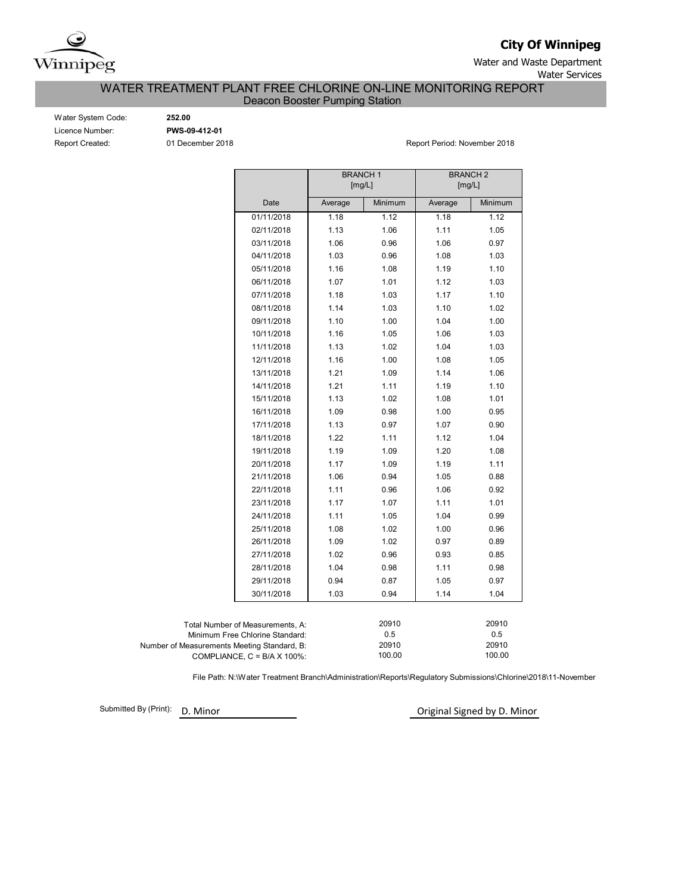Winnipeg

**City Of Winnipeg**

Water and Waste Department
Water Services

## WATER TREATMENT PLANT FREE CHLORINE ON-LINE MONITORING REPORT
### Deacon Booster Pumping Station

Water System Code: **252.00**
Licence Number: **PWS-09-412-01**
Report Created: 01 December 2018

Report Period: November 2018

| | BRANCH 1 [mg/L] | | BRANCH 2 [mg/L] | |
|---|---|---|---|---|
| Date | Average | Minimum | Average | Minimum |
| 01/11/2018 | 1.18 | 1.12 | 1.18 | 1.12 |
| 02/11/2018 | 1.13 | 1.06 | 1.11 | 1.05 |
| 03/11/2018 | 1.06 | 0.96 | 1.06 | 0.97 |
| 04/11/2018 | 1.03 | 0.96 | 1.08 | 1.03 |
| 05/11/2018 | 1.16 | 1.08 | 1.19 | 1.10 |
| 06/11/2018 | 1.07 | 1.01 | 1.12 | 1.03 |
| 07/11/2018 | 1.18 | 1.03 | 1.17 | 1.10 |
| 08/11/2018 | 1.14 | 1.03 | 1.10 | 1.02 |
| 09/11/2018 | 1.10 | 1.00 | 1.04 | 1.00 |
| 10/11/2018 | 1.16 | 1.05 | 1.06 | 1.03 |
| 11/11/2018 | 1.13 | 1.02 | 1.04 | 1.03 |
| 12/11/2018 | 1.16 | 1.00 | 1.08 | 1.05 |
| 13/11/2018 | 1.21 | 1.09 | 1.14 | 1.06 |
| 14/11/2018 | 1.21 | 1.11 | 1.19 | 1.10 |
| 15/11/2018 | 1.13 | 1.02 | 1.08 | 1.01 |
| 16/11/2018 | 1.09 | 0.98 | 1.00 | 0.95 |
| 17/11/2018 | 1.13 | 0.97 | 1.07 | 0.90 |
| 18/11/2018 | 1.22 | 1.11 | 1.12 | 1.04 |
| 19/11/2018 | 1.19 | 1.09 | 1.20 | 1.08 |
| 20/11/2018 | 1.17 | 1.09 | 1.19 | 1.11 |
| 21/11/2018 | 1.06 | 0.94 | 1.05 | 0.88 |
| 22/11/2018 | 1.11 | 0.96 | 1.06 | 0.92 |
| 23/11/2018 | 1.17 | 1.07 | 1.11 | 1.01 |
| 24/11/2018 | 1.11 | 1.05 | 1.04 | 0.99 |
| 25/11/2018 | 1.08 | 1.02 | 1.00 | 0.96 |
| 26/11/2018 | 1.09 | 1.02 | 0.97 | 0.89 |
| 27/11/2018 | 1.02 | 0.96 | 0.93 | 0.85 |
| 28/11/2018 | 1.04 | 0.98 | 1.11 | 0.98 |
| 29/11/2018 | 0.94 | 0.87 | 1.05 | 0.97 |
| 30/11/2018 | 1.03 | 0.94 | 1.14 | 1.04 |

| | Branch 1 | Branch 2 |
|---|---|---|
| Total Number of Measurements, A: | 20910 | 20910 |
| Minimum Free Chlorine Standard: | 0.5 | 0.5 |
| Number of Measurements Meeting Standard, B: | 20910 | 20910 |
| COMPLIANCE, C = B/A X 100%: | 100.00 | 100.00 |

File Path: N:\Water Treatment Branch\Administration\Reports\Regulatory Submissions\Chlorine\2018\11-November

Submitted By (Print): D. Minor

Original Signed by D. Minor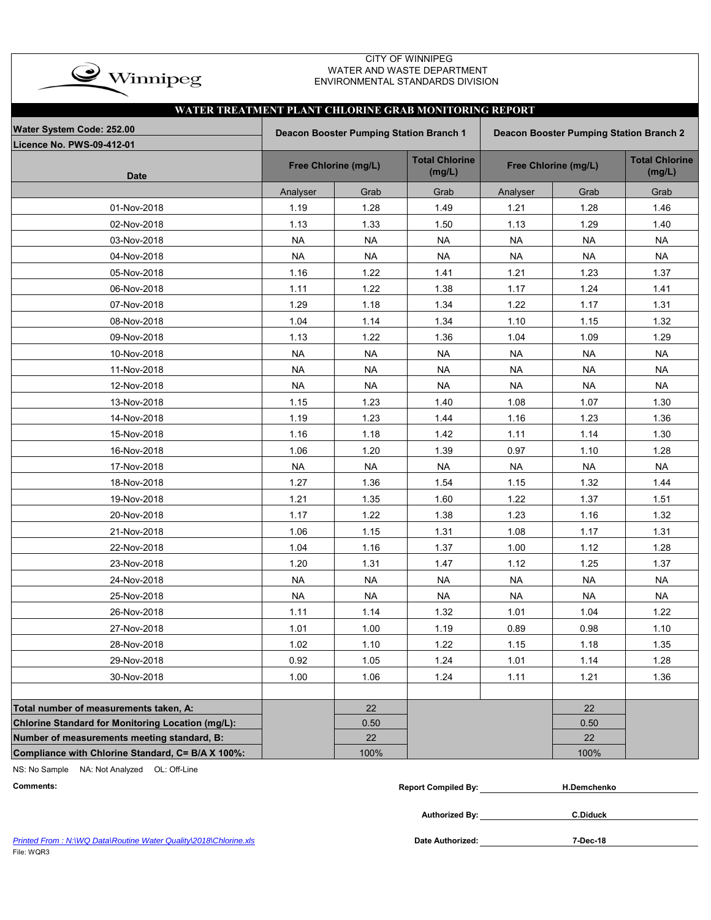CITY OF WINNIPEG
WATER AND WASTE DEPARTMENT
ENVIRONMENTAL STANDARDS DIVISION

## WATER TREATMENT PLANT CHLORINE GRAB MONITORING REPORT

| Water System Code: 252.00<br>Licence No. PWS-09-412-01 | Deacon Booster Pumping Station Branch 1 | | | Deacon Booster Pumping Station Branch 2 | | |
|---|---|---|---|---|---|---|
| Date | Free Chlorine (mg/L) | | Total Chlorine (mg/L) | Free Chlorine (mg/L) | | Total Chlorine (mg/L) |
| | Analyser | Grab | Grab | Analyser | Grab | Grab |
| 01-Nov-2018 | 1.19 | 1.28 | 1.49 | 1.21 | 1.28 | 1.46 |
| 02-Nov-2018 | 1.13 | 1.33 | 1.50 | 1.13 | 1.29 | 1.40 |
| 03-Nov-2018 | NA | NA | NA | NA | NA | NA |
| 04-Nov-2018 | NA | NA | NA | NA | NA | NA |
| 05-Nov-2018 | 1.16 | 1.22 | 1.41 | 1.21 | 1.23 | 1.37 |
| 06-Nov-2018 | 1.11 | 1.22 | 1.38 | 1.17 | 1.24 | 1.41 |
| 07-Nov-2018 | 1.29 | 1.18 | 1.34 | 1.22 | 1.17 | 1.31 |
| 08-Nov-2018 | 1.04 | 1.14 | 1.34 | 1.10 | 1.15 | 1.32 |
| 09-Nov-2018 | 1.13 | 1.22 | 1.36 | 1.04 | 1.09 | 1.29 |
| 10-Nov-2018 | NA | NA | NA | NA | NA | NA |
| 11-Nov-2018 | NA | NA | NA | NA | NA | NA |
| 12-Nov-2018 | NA | NA | NA | NA | NA | NA |
| 13-Nov-2018 | 1.15 | 1.23 | 1.40 | 1.08 | 1.07 | 1.30 |
| 14-Nov-2018 | 1.19 | 1.23 | 1.44 | 1.16 | 1.23 | 1.36 |
| 15-Nov-2018 | 1.16 | 1.18 | 1.42 | 1.11 | 1.14 | 1.30 |
| 16-Nov-2018 | 1.06 | 1.20 | 1.39 | 0.97 | 1.10 | 1.28 |
| 17-Nov-2018 | NA | NA | NA | NA | NA | NA |
| 18-Nov-2018 | 1.27 | 1.36 | 1.54 | 1.15 | 1.32 | 1.44 |
| 19-Nov-2018 | 1.21 | 1.35 | 1.60 | 1.22 | 1.37 | 1.51 |
| 20-Nov-2018 | 1.17 | 1.22 | 1.38 | 1.23 | 1.16 | 1.32 |
| 21-Nov-2018 | 1.06 | 1.15 | 1.31 | 1.08 | 1.17 | 1.31 |
| 22-Nov-2018 | 1.04 | 1.16 | 1.37 | 1.00 | 1.12 | 1.28 |
| 23-Nov-2018 | 1.20 | 1.31 | 1.47 | 1.12 | 1.25 | 1.37 |
| 24-Nov-2018 | NA | NA | NA | NA | NA | NA |
| 25-Nov-2018 | NA | NA | NA | NA | NA | NA |
| 26-Nov-2018 | 1.11 | 1.14 | 1.32 | 1.01 | 1.04 | 1.22 |
| 27-Nov-2018 | 1.01 | 1.00 | 1.19 | 0.89 | 0.98 | 1.10 |
| 28-Nov-2018 | 1.02 | 1.10 | 1.22 | 1.15 | 1.18 | 1.35 |
| 29-Nov-2018 | 0.92 | 1.05 | 1.24 | 1.01 | 1.14 | 1.28 |
| 30-Nov-2018 | 1.00 | 1.06 | 1.24 | 1.11 | 1.21 | 1.36 |
| | | | | | | |
| **Total number of measurements taken, A:** | | 22 | | | 22 | |
| **Chlorine Standard for Monitoring Location (mg/L):** | | 0.50 | | | 0.50 | |
| **Number of measurements meeting standard, B:** | | 22 | | | 22 | |
| **Compliance with Chlorine Standard, C= B/A X 100%:** | | 100% | | | 100% | |

NS: No Sample NA: Not Analyzed OL: Off-Line

**Comments:**

**Report Compiled By:** H.Demchenko

**Authorized By:** C.Diduck

**Date Authorized:** 7-Dec-18

*Printed From : N:\WQ Data\Routine Water Quality\2018\Chlorine.xls*

File: WQR3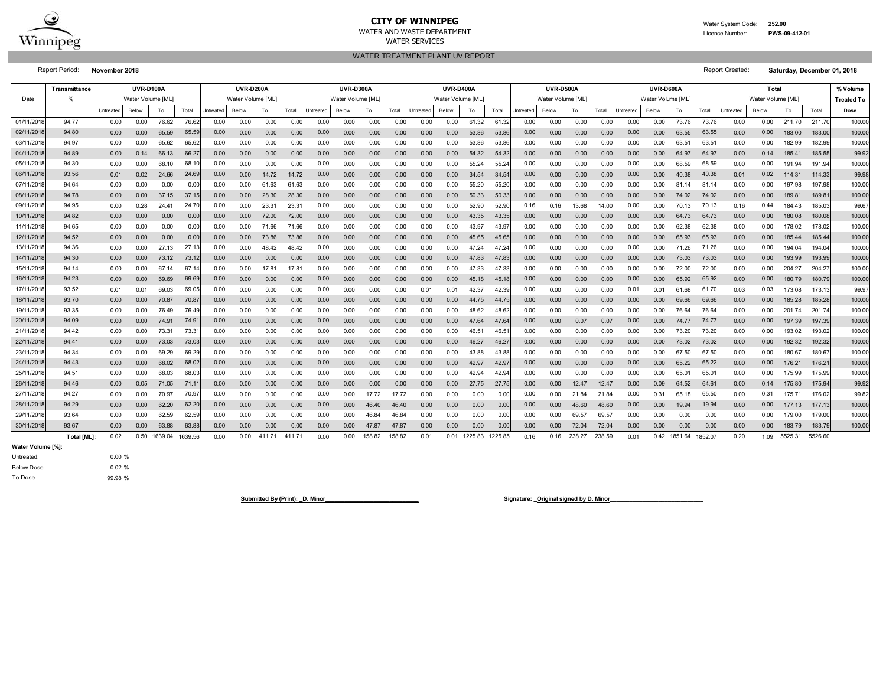# CITY OF WINNIPEG

WATER AND WASTE DEPARTMENT

WATER SERVICES

Water System Code: **252.00**

Licence Number: **PWS-09-412-01**

## WATER TREATMENT PLANT UV REPORT

Report Period: **November 2018**

Report Created: **Saturday, December 01, 2018**

| Date | Transmittance % | UVR-D100A Water Volume [ML] | | | | UVR-D200A Water Volume [ML] | | | | UVR-D300A Water Volume [ML] | | | | UVR-D400A Water Volume [ML] | | | | UVR-D500A Water Volume [ML] | | | | UVR-D600A Water Volume [ML] | | | | Total Water Volume [ML] | | | | % Volume Treated To Dose |
|---|---|---|---|---|---|---|---|---|---|---|---|---|---|---|---|---|---|---|---|---|---|---|---|---|---|---|---|---|---|---|
| | | Untreated | Below | To | Total | Untreated | Below | To | Total | Untreated | Below | To | Total | Untreated | Below | To | Total | Untreated | Below | To | Total | Untreated | Below | To | Total | Untreated | Below | To | Total | |
| 01/11/2018 | 94.77 | 0.00 | 0.00 | 76.62 | 76.62 | 0.00 | 0.00 | 0.00 | 0.00 | 0.00 | 0.00 | 0.00 | 0.00 | 0.00 | 0.00 | 61.32 | 61.32 | 0.00 | 0.00 | 0.00 | 0.00 | 0.00 | 0.00 | 73.76 | 73.76 | 0.00 | 0.00 | 211.70 | 211.70 | 100.00 |
| 02/11/2018 | 94.80 | 0.00 | 0.00 | 65.59 | 65.59 | 0.00 | 0.00 | 0.00 | 0.00 | 0.00 | 0.00 | 0.00 | 0.00 | 0.00 | 0.00 | 53.86 | 53.86 | 0.00 | 0.00 | 0.00 | 0.00 | 0.00 | 0.00 | 63.55 | 63.55 | 0.00 | 0.00 | 183.00 | 183.00 | 100.00 |
| 03/11/2018 | 94.97 | 0.00 | 0.00 | 65.62 | 65.62 | 0.00 | 0.00 | 0.00 | 0.00 | 0.00 | 0.00 | 0.00 | 0.00 | 0.00 | 0.00 | 53.86 | 53.86 | 0.00 | 0.00 | 0.00 | 0.00 | 0.00 | 0.00 | 63.51 | 63.51 | 0.00 | 0.00 | 182.99 | 182.99 | 100.00 |
| 04/11/2018 | 94.89 | 0.00 | 0.14 | 66.13 | 66.27 | 0.00 | 0.00 | 0.00 | 0.00 | 0.00 | 0.00 | 0.00 | 0.00 | 0.00 | 0.00 | 54.32 | 54.32 | 0.00 | 0.00 | 0.00 | 0.00 | 0.00 | 0.00 | 64.97 | 64.97 | 0.00 | 0.14 | 185.41 | 185.55 | 99.92 |
| 05/11/2018 | 94.30 | 0.00 | 0.00 | 68.10 | 68.10 | 0.00 | 0.00 | 0.00 | 0.00 | 0.00 | 0.00 | 0.00 | 0.00 | 0.00 | 0.00 | 55.24 | 55.24 | 0.00 | 0.00 | 0.00 | 0.00 | 0.00 | 0.00 | 68.59 | 68.59 | 0.00 | 0.00 | 191.94 | 191.94 | 100.00 |
| 06/11/2018 | 93.56 | 0.01 | 0.02 | 24.66 | 24.69 | 0.00 | 0.00 | 14.72 | 14.72 | 0.00 | 0.00 | 0.00 | 0.00 | 0.00 | 0.00 | 34.54 | 34.54 | 0.00 | 0.00 | 0.00 | 0.00 | 0.00 | 0.00 | 40.38 | 40.38 | 0.01 | 0.02 | 114.31 | 114.33 | 99.98 |
| 07/11/2018 | 94.64 | 0.00 | 0.00 | 0.00 | 0.00 | 0.00 | 0.00 | 61.63 | 61.63 | 0.00 | 0.00 | 0.00 | 0.00 | 0.00 | 0.00 | 55.20 | 55.20 | 0.00 | 0.00 | 0.00 | 0.00 | 0.00 | 0.00 | 81.14 | 81.14 | 0.00 | 0.00 | 197.98 | 197.98 | 100.00 |
| 08/11/2018 | 94.78 | 0.00 | 0.00 | 37.15 | 37.15 | 0.00 | 0.00 | 28.30 | 28.30 | 0.00 | 0.00 | 0.00 | 0.00 | 0.00 | 0.00 | 50.33 | 50.33 | 0.00 | 0.00 | 0.00 | 0.00 | 0.00 | 0.00 | 74.02 | 74.02 | 0.00 | 0.00 | 189.81 | 189.81 | 100.00 |
| 09/11/2018 | 94.95 | 0.00 | 0.28 | 24.41 | 24.70 | 0.00 | 0.00 | 23.31 | 23.31 | 0.00 | 0.00 | 0.00 | 0.00 | 0.00 | 0.00 | 52.90 | 52.90 | 0.16 | 0.16 | 13.68 | 14.00 | 0.00 | 0.00 | 70.13 | 70.13 | 0.16 | 0.44 | 184.43 | 185.03 | 99.67 |
| 10/11/2018 | 94.82 | 0.00 | 0.00 | 0.00 | 0.00 | 0.00 | 0.00 | 72.00 | 72.00 | 0.00 | 0.00 | 0.00 | 0.00 | 0.00 | 0.00 | 43.35 | 43.35 | 0.00 | 0.00 | 0.00 | 0.00 | 0.00 | 0.00 | 64.73 | 64.73 | 0.00 | 0.00 | 180.08 | 180.08 | 100.00 |
| 11/11/2018 | 94.65 | 0.00 | 0.00 | 0.00 | 0.00 | 0.00 | 0.00 | 71.66 | 71.66 | 0.00 | 0.00 | 0.00 | 0.00 | 0.00 | 0.00 | 43.97 | 43.97 | 0.00 | 0.00 | 0.00 | 0.00 | 0.00 | 0.00 | 62.38 | 62.38 | 0.00 | 0.00 | 178.02 | 178.02 | 100.00 |
| 12/11/2018 | 94.52 | 0.00 | 0.00 | 0.00 | 0.00 | 0.00 | 0.00 | 73.86 | 73.86 | 0.00 | 0.00 | 0.00 | 0.00 | 0.00 | 0.00 | 45.65 | 45.65 | 0.00 | 0.00 | 0.00 | 0.00 | 0.00 | 0.00 | 65.93 | 65.93 | 0.00 | 0.00 | 185.44 | 185.44 | 100.00 |
| 13/11/2018 | 94.36 | 0.00 | 0.00 | 27.13 | 27.13 | 0.00 | 0.00 | 48.42 | 48.42 | 0.00 | 0.00 | 0.00 | 0.00 | 0.00 | 0.00 | 47.24 | 47.24 | 0.00 | 0.00 | 0.00 | 0.00 | 0.00 | 0.00 | 71.26 | 71.26 | 0.00 | 0.00 | 194.04 | 194.04 | 100.00 |
| 14/11/2018 | 94.30 | 0.00 | 0.00 | 73.12 | 73.12 | 0.00 | 0.00 | 0.00 | 0.00 | 0.00 | 0.00 | 0.00 | 0.00 | 0.00 | 0.00 | 47.83 | 47.83 | 0.00 | 0.00 | 0.00 | 0.00 | 0.00 | 0.00 | 73.03 | 73.03 | 0.00 | 0.00 | 193.99 | 193.99 | 100.00 |
| 15/11/2018 | 94.14 | 0.00 | 0.00 | 67.14 | 67.14 | 0.00 | 0.00 | 17.81 | 17.81 | 0.00 | 0.00 | 0.00 | 0.00 | 0.00 | 0.00 | 47.33 | 47.33 | 0.00 | 0.00 | 0.00 | 0.00 | 0.00 | 0.00 | 72.00 | 72.00 | 0.00 | 0.00 | 204.27 | 204.27 | 100.00 |
| 16/11/2018 | 94.23 | 0.00 | 0.00 | 69.69 | 69.69 | 0.00 | 0.00 | 0.00 | 0.00 | 0.00 | 0.00 | 0.00 | 0.00 | 0.00 | 0.00 | 45.18 | 45.18 | 0.00 | 0.00 | 0.00 | 0.00 | 0.00 | 0.00 | 65.92 | 65.92 | 0.00 | 0.00 | 180.79 | 180.79 | 100.00 |
| 17/11/2018 | 93.52 | 0.01 | 0.01 | 69.03 | 69.05 | 0.00 | 0.00 | 0.00 | 0.00 | 0.00 | 0.00 | 0.00 | 0.00 | 0.01 | 0.01 | 42.37 | 42.39 | 0.00 | 0.00 | 0.00 | 0.00 | 0.01 | 0.01 | 61.68 | 61.70 | 0.03 | 0.03 | 173.08 | 173.13 | 99.97 |
| 18/11/2018 | 93.70 | 0.00 | 0.00 | 70.87 | 70.87 | 0.00 | 0.00 | 0.00 | 0.00 | 0.00 | 0.00 | 0.00 | 0.00 | 0.00 | 0.00 | 44.75 | 44.75 | 0.00 | 0.00 | 0.00 | 0.00 | 0.00 | 0.00 | 69.66 | 69.66 | 0.00 | 0.00 | 185.28 | 185.28 | 100.00 |
| 19/11/2018 | 93.35 | 0.00 | 0.00 | 76.49 | 76.49 | 0.00 | 0.00 | 0.00 | 0.00 | 0.00 | 0.00 | 0.00 | 0.00 | 0.00 | 0.00 | 48.62 | 48.62 | 0.00 | 0.00 | 0.00 | 0.00 | 0.00 | 0.00 | 76.64 | 76.64 | 0.00 | 0.00 | 201.74 | 201.74 | 100.00 |
| 20/11/2018 | 94.09 | 0.00 | 0.00 | 74.91 | 74.91 | 0.00 | 0.00 | 0.00 | 0.00 | 0.00 | 0.00 | 0.00 | 0.00 | 0.00 | 0.00 | 47.64 | 47.64 | 0.00 | 0.00 | 0.07 | 0.07 | 0.00 | 0.00 | 74.77 | 74.77 | 0.00 | 0.00 | 197.39 | 197.39 | 100.00 |
| 21/11/2018 | 94.42 | 0.00 | 0.00 | 73.31 | 73.31 | 0.00 | 0.00 | 0.00 | 0.00 | 0.00 | 0.00 | 0.00 | 0.00 | 0.00 | 0.00 | 46.51 | 46.51 | 0.00 | 0.00 | 0.00 | 0.00 | 0.00 | 0.00 | 73.20 | 73.20 | 0.00 | 0.00 | 193.02 | 193.02 | 100.00 |
| 22/11/2018 | 94.41 | 0.00 | 0.00 | 73.03 | 73.03 | 0.00 | 0.00 | 0.00 | 0.00 | 0.00 | 0.00 | 0.00 | 0.00 | 0.00 | 0.00 | 46.27 | 46.27 | 0.00 | 0.00 | 0.00 | 0.00 | 0.00 | 0.00 | 73.02 | 73.02 | 0.00 | 0.00 | 192.32 | 192.32 | 100.00 |
| 23/11/2018 | 94.34 | 0.00 | 0.00 | 69.29 | 69.29 | 0.00 | 0.00 | 0.00 | 0.00 | 0.00 | 0.00 | 0.00 | 0.00 | 0.00 | 0.00 | 43.88 | 43.88 | 0.00 | 0.00 | 0.00 | 0.00 | 0.00 | 0.00 | 67.50 | 67.50 | 0.00 | 0.00 | 180.67 | 180.67 | 100.00 |
| 24/11/2018 | 94.43 | 0.00 | 0.00 | 68.02 | 68.02 | 0.00 | 0.00 | 0.00 | 0.00 | 0.00 | 0.00 | 0.00 | 0.00 | 0.00 | 0.00 | 42.97 | 42.97 | 0.00 | 0.00 | 0.00 | 0.00 | 0.00 | 0.00 | 65.22 | 65.22 | 0.00 | 0.00 | 176.21 | 176.21 | 100.00 |
| 25/11/2018 | 94.51 | 0.00 | 0.00 | 68.03 | 68.03 | 0.00 | 0.00 | 0.00 | 0.00 | 0.00 | 0.00 | 0.00 | 0.00 | 0.00 | 0.00 | 42.94 | 42.94 | 0.00 | 0.00 | 0.00 | 0.00 | 0.00 | 0.00 | 65.01 | 65.01 | 0.00 | 0.00 | 175.99 | 175.99 | 100.00 |
| 26/11/2018 | 94.46 | 0.00 | 0.05 | 71.05 | 71.11 | 0.00 | 0.00 | 0.00 | 0.00 | 0.00 | 0.00 | 0.00 | 0.00 | 0.00 | 0.00 | 27.75 | 27.75 | 0.00 | 0.00 | 12.47 | 12.47 | 0.00 | 0.09 | 64.52 | 64.61 | 0.00 | 0.14 | 175.80 | 175.94 | 99.92 |
| 27/11/2018 | 94.27 | 0.00 | 0.00 | 70.97 | 70.97 | 0.00 | 0.00 | 0.00 | 0.00 | 0.00 | 0.00 | 17.72 | 17.72 | 0.00 | 0.00 | 0.00 | 0.00 | 0.00 | 0.00 | 21.84 | 21.84 | 0.00 | 0.31 | 65.18 | 65.50 | 0.00 | 0.31 | 175.71 | 176.02 | 99.82 |
| 28/11/2018 | 94.29 | 0.00 | 0.00 | 62.20 | 62.20 | 0.00 | 0.00 | 0.00 | 0.00 | 0.00 | 0.00 | 46.40 | 46.40 | 0.00 | 0.00 | 0.00 | 0.00 | 0.00 | 0.00 | 48.60 | 48.60 | 0.00 | 0.00 | 19.94 | 19.94 | 0.00 | 0.00 | 177.13 | 177.13 | 100.00 |
| 29/11/2018 | 93.64 | 0.00 | 0.00 | 62.59 | 62.59 | 0.00 | 0.00 | 0.00 | 0.00 | 0.00 | 0.00 | 46.84 | 46.84 | 0.00 | 0.00 | 0.00 | 0.00 | 0.00 | 0.00 | 69.57 | 69.57 | 0.00 | 0.00 | 0.00 | 0.00 | 0.00 | 0.00 | 179.00 | 179.00 | 100.00 |
| 30/11/2018 | 93.67 | 0.00 | 0.00 | 63.88 | 63.88 | 0.00 | 0.00 | 0.00 | 0.00 | 0.00 | 0.00 | 47.87 | 47.87 | 0.00 | 0.00 | 0.00 | 0.00 | 0.00 | 0.00 | 72.04 | 72.04 | 0.00 | 0.00 | 0.00 | 0.00 | 0.00 | 0.00 | 183.79 | 183.79 | 100.00 |
| | **Total [ML]:** | 0.02 | 0.50 | 1639.04 | 1639.56 | 0.00 | 0.00 | 411.71 | 411.71 | 0.00 | 0.00 | 158.82 | 158.82 | 0.01 | 0.01 | 1225.83 | 1225.85 | 0.16 | 0.16 | 238.27 | 238.59 | 0.01 | 0.42 | 1851.64 | 1852.07 | 0.20 | 1.09 | 5525.31 | 5526.60 | |

**Water Volume [%]:**

| | |
|---|---|
| Untreated: | 0.00 % |
| Below Dose | 0.02 % |
| To Dose | 99.98 % |

**Submitted By (Print): _D. Minor_**

**Signature: _Original signed by D. Minor_**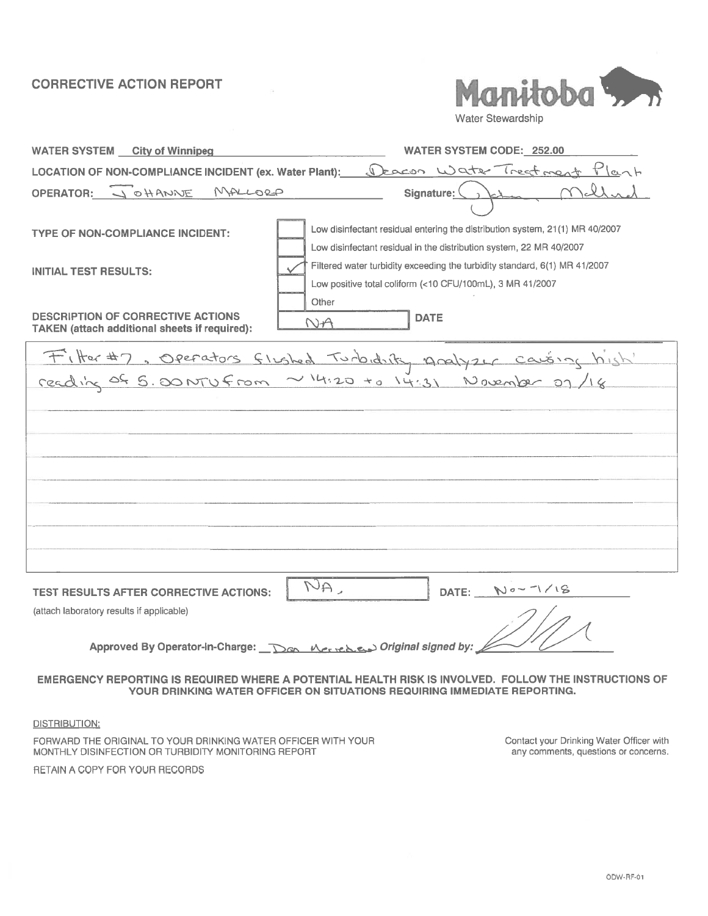# CORRECTIVE ACTION REPORT

Manitoba Water Stewardship

**WATER SYSTEM** City of Winnipeg

**WATER SYSTEM CODE:** 252.00

**LOCATION OF NON-COMPLIANCE INCIDENT (ex. Water Plant):** Deacon Water Treatment Plant

**OPERATOR:** JOHANNE MALLORD

**Signature:** John Mallord

**TYPE OF NON-COMPLIANCE INCIDENT:**

- [ ] Low disinfectant residual entering the distribution system, 21(1) MR 40/2007
- [ ] Low disinfectant residual in the distribution system, 22 MR 40/2007
- [x] Filtered water turbidity exceeding the turbidity standard, 6(1) MR 41/2007
- [ ] Low positive total coliform (<10 CFU/100mL), 3 MR 41/2007
- [ ] Other

**INITIAL TEST RESULTS:** NA

**DATE**

**DESCRIPTION OF CORRECTIVE ACTIONS TAKEN (attach additional sheets if required):**

Filter #7, Operators flushed Turbidity analyzer causing high reading of 5.00 NTU from ~14:20 to 14:31 November 07/18

**TEST RESULTS AFTER CORRECTIVE ACTIONS:** NA.

**DATE:** Nov-7/18

(attach laboratory results if applicable)

**Approved By Operator-In-Charge:** Don Mereles *Original signed by:*

**EMERGENCY REPORTING IS REQUIRED WHERE A POTENTIAL HEALTH RISK IS INVOLVED. FOLLOW THE INSTRUCTIONS OF YOUR DRINKING WATER OFFICER ON SITUATIONS REQUIRING IMMEDIATE REPORTING.**

DISTRIBUTION:

FORWARD THE ORIGINAL TO YOUR DRINKING WATER OFFICER WITH YOUR MONTHLY DISINFECTION OR TURBIDITY MONITORING REPORT

RETAIN A COPY FOR YOUR RECORDS

Contact your Drinking Water Officer with any comments, questions or concerns.

ODW-RF-01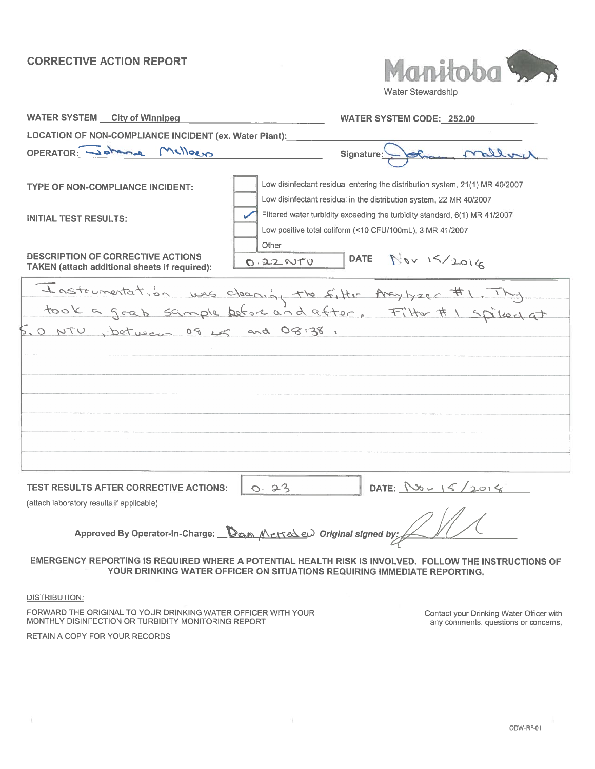# CORRECTIVE ACTION REPORT

Manitoba

Water Stewardship

**WATER SYSTEM** City of Winnipeg **WATER SYSTEM CODE:** 252.00

**LOCATION OF NON-COMPLIANCE INCIDENT (ex. Water Plant):**

**OPERATOR:** Johanna Malloes **Signature:** Johanna Malloes

**TYPE OF NON-COMPLIANCE INCIDENT:**

- [ ] Low disinfectant residual entering the distribution system, 21(1) MR 40/2007
- [ ] Low disinfectant residual in the distribution system, 22 MR 40/2007
- [x] Filtered water turbidity exceeding the turbidity standard, 6(1) MR 41/2007
- [ ] Low positive total coliform (<10 CFU/100mL), 3 MR 41/2007
- [ ] Other

**INITIAL TEST RESULTS:** 0.22 NTU **DATE** Nov 15/2016

**DESCRIPTION OF CORRECTIVE ACTIONS TAKEN (attach additional sheets if required):**

Instrumentation was cleaning the filter Analyzer #1. They took a grab sample before and after. Filter #1 spiked at 5.0 NTU, between 08 45 and 08:38.

**TEST RESULTS AFTER CORRECTIVE ACTIONS:** 0.23 **DATE:** Nov 15/2016

(attach laboratory results if applicable)

**Approved By Operator-In-Charge:** Dan McCreadew ***Original signed by:*** [signature]

**EMERGENCY REPORTING IS REQUIRED WHERE A POTENTIAL HEALTH RISK IS INVOLVED. FOLLOW THE INSTRUCTIONS OF YOUR DRINKING WATER OFFICER ON SITUATIONS REQUIRING IMMEDIATE REPORTING.**

DISTRIBUTION:

FORWARD THE ORIGINAL TO YOUR DRINKING WATER OFFICER WITH YOUR MONTHLY DISINFECTION OR TURBIDITY MONITORING REPORT

RETAIN A COPY FOR YOUR RECORDS

Contact your Drinking Water Officer with any comments, questions or concerns.

ODW-RF-01